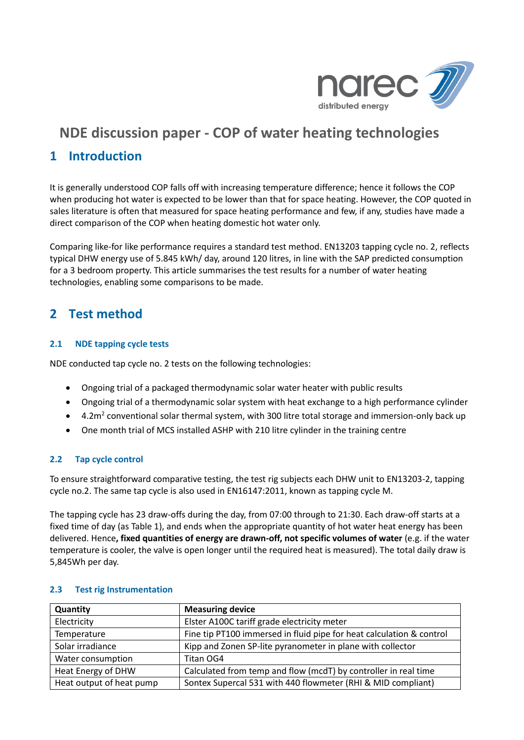# NDE discussion paper - COP of water heating technologies

## 1 Introduction

It is generally understood COP falls off with increasing temperature difference; hence it follows the COP when producing hot water is expected to be lower than that for space heating. However, the COP quoted in sales literature is often that measured for space heating performance and few, if any, studies have made a direct comparison of the COP when heating domestic hot water only.

Comparing like-for like performance requires a standard test method. EN13203 tapping cycle no. 2, reflects typical DHW energy use of 5.845 kWh/ day, around 120 litres, in line with the SAP predicted consumption for a 3 bedroom property. This article summarises the test results for a number of water heating technologies, enabling some comparisons to be made.

## 2 Test method

### 2.1 NDE tapping cycle tests

NDE conducted tap cycle no. 2 tests on the following technologies:

- Ongoing trial of a packaged thermodynamic solar water heater with public results
- Ongoing trial of a thermodynamic solar system with heat exchange to a high performance cylinder
- 4.2m$^2$ conventional solar thermal system, with 300 litre total storage and immersion-only back up
- One month trial of MCS installed ASHP with 210 litre cylinder in the training centre

### 2.2 Tap cycle control

To ensure straightforward comparative testing, the test rig subjects each DHW unit to EN13203-2, tapping cycle no.2. The same tap cycle is also used in EN16147:2011, known as tapping cycle M.

The tapping cycle has 23 draw-offs during the day, from 07:00 through to 21:30. Each draw-off starts at a fixed time of day (as Table 1), and ends when the appropriate quantity of hot water heat energy has been delivered. Hence**, fixed quantities of energy are drawn-off, not specific volumes of water** (e.g. if the water temperature is cooler, the valve is open longer until the required heat is measured). The total daily draw is 5,845Wh per day.

### 2.3 Test rig Instrumentation

| Quantity | Measuring device |
| --- | --- |
| Electricity | Elster A100C tariff grade electricity meter |
| Temperature | Fine tip PT100 immersed in fluid pipe for heat calculation & control |
| Solar irradiance | Kipp and Zonen SP-lite pyranometer in plane with collector |
| Water consumption | Titan OG4 |
| Heat Energy of DHW | Calculated from temp and flow (mcdT) by controller in real time |
| Heat output of heat pump | Sontex Supercal 531 with 440 flowmeter (RHI & MID compliant) |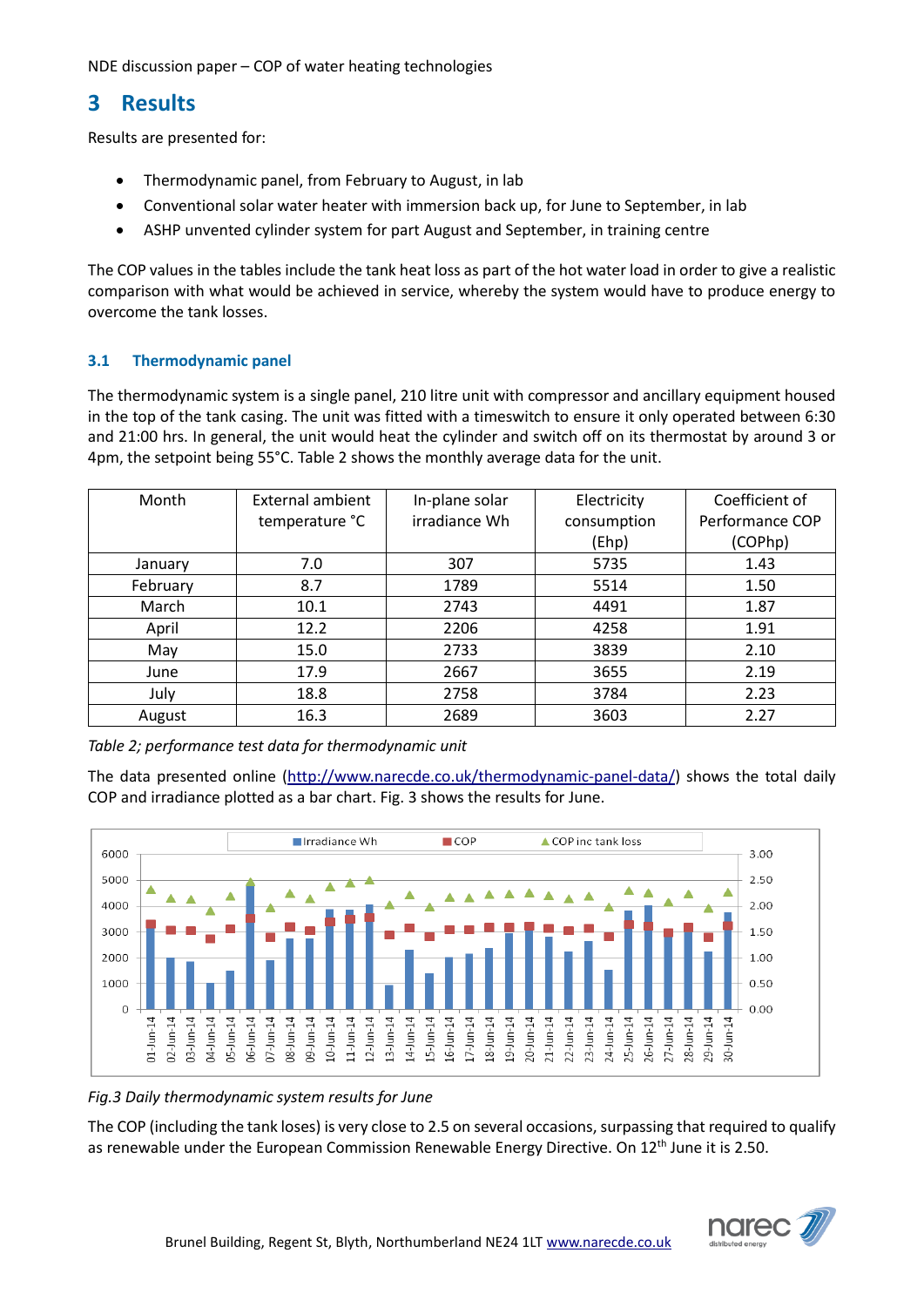# 3 Results

Results are presented for:

- Thermodynamic panel, from February to August, in lab
- Conventional solar water heater with immersion back up, for June to September, in lab
- ASHP unvented cylinder system for part August and September, in training centre

The COP values in the tables include the tank heat loss as part of the hot water load in order to give a realistic comparison with what would be achieved in service, whereby the system would have to produce energy to overcome the tank losses.

## 3.1 Thermodynamic panel

The thermodynamic system is a single panel, 210 litre unit with compressor and ancillary equipment housed in the top of the tank casing. The unit was fitted with a timeswitch to ensure it only operated between 6:30 and 21:00 hrs. In general, the unit would heat the cylinder and switch off on its thermostat by around 3 or 4pm, the setpoint being 55°C. Table 2 shows the monthly average data for the unit.

| Month | External ambient temperature °C | In-plane solar irradiance Wh | Electricity consumption (Ehp) | Coefficient of Performance COP (COPhp) |
|---|---|---|---|---|
| January | 7.0 | 307 | 5735 | 1.43 |
| February | 8.7 | 1789 | 5514 | 1.50 |
| March | 10.1 | 2743 | 4491 | 1.87 |
| April | 12.2 | 2206 | 4258 | 1.91 |
| May | 15.0 | 2733 | 3839 | 2.10 |
| June | 17.9 | 2667 | 3655 | 2.19 |
| July | 18.8 | 2758 | 3784 | 2.23 |
| August | 16.3 | 2689 | 3603 | 2.27 |

*Table 2; performance test data for thermodynamic unit*

The data presented online (http://www.narecde.co.uk/thermodynamic-panel-data/) shows the total daily COP and irradiance plotted as a bar chart. Fig. 3 shows the results for June.

*Fig.3 Daily thermodynamic system results for June*

The COP (including the tank loses) is very close to 2.5 on several occasions, surpassing that required to qualify as renewable under the European Commission Renewable Energy Directive. On 12th June it is 2.50.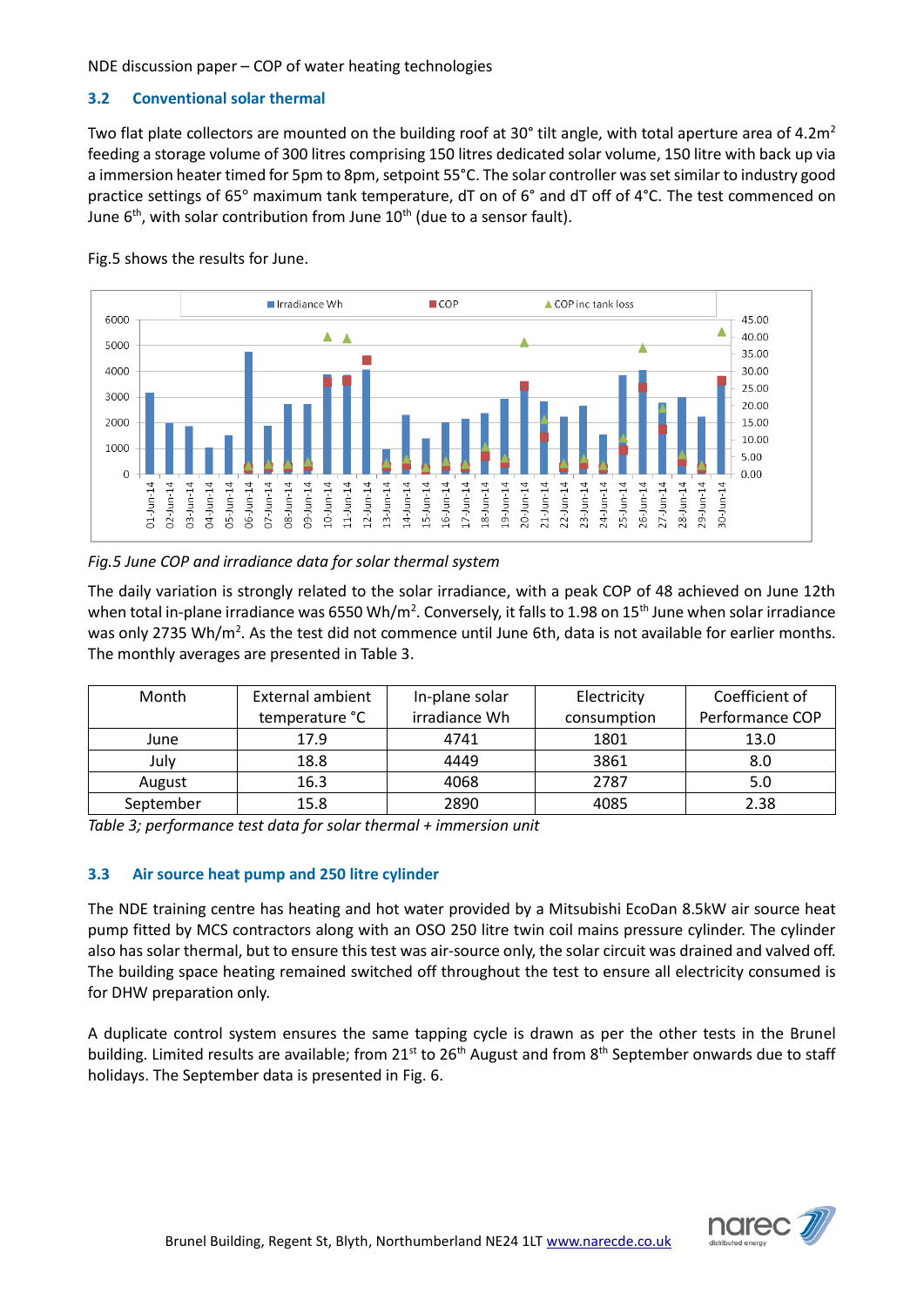### 3.2 Conventional solar thermal

Two flat plate collectors are mounted on the building roof at 30° tilt angle, with total aperture area of $4.2m^2$ feeding a storage volume of 300 litres comprising 150 litres dedicated solar volume, 150 litre with back up via a immersion heater timed for 5pm to 8pm, setpoint 55°C. The solar controller was set similar to industry good practice settings of 65° maximum tank temperature, dT on of 6° and dT off of 4°C. The test commenced on June 6th, with solar contribution from June 10th (due to a sensor fault).

Fig.5 shows the results for June.

*Fig.5 June COP and irradiance data for solar thermal system*

The daily variation is strongly related to the solar irradiance, with a peak COP of 48 achieved on June 12th when total in-plane irradiance was 6550 $Wh/m^2$. Conversely, it falls to 1.98 on 15th June when solar irradiance was only 2735 $Wh/m^2$. As the test did not commence until June 6th, data is not available for earlier months. The monthly averages are presented in Table 3.

| Month | External ambient temperature °C | In-plane solar irradiance Wh | Electricity consumption | Coefficient of Performance COP |
|---|---|---|---|---|
| June | 17.9 | 4741 | 1801 | 13.0 |
| July | 18.8 | 4449 | 3861 | 8.0 |
| August | 16.3 | 4068 | 2787 | 5.0 |
| September | 15.8 | 2890 | 4085 | 2.38 |

*Table 3; performance test data for solar thermal + immersion unit*

### 3.3 Air source heat pump and 250 litre cylinder

The NDE training centre has heating and hot water provided by a Mitsubishi EcoDan 8.5kW air source heat pump fitted by MCS contractors along with an OSO 250 litre twin coil mains pressure cylinder. The cylinder also has solar thermal, but to ensure this test was air-source only, the solar circuit was drained and valved off. The building space heating remained switched off throughout the test to ensure all electricity consumed is for DHW preparation only.

A duplicate control system ensures the same tapping cycle is drawn as per the other tests in the Brunel building. Limited results are available; from 21st to 26th August and from 8th September onwards due to staff holidays. The September data is presented in Fig. 6.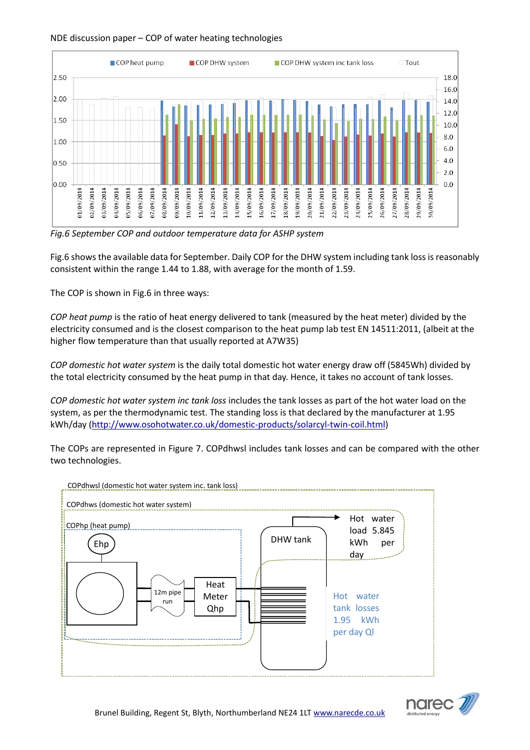Fig.6 September COP and outdoor temperature data for ASHP system

Fig.6 shows the available data for September. Daily COP for the DHW system including tank loss is reasonably consistent within the range 1.44 to 1.88, with average for the month of 1.59.

The COP is shown in Fig.6 in three ways:

*COP heat pump* is the ratio of heat energy delivered to tank (measured by the heat meter) divided by the electricity consumed and is the closest comparison to the heat pump lab test EN 14511:2011, (albeit at the higher flow temperature than that usually reported at A7W35)

*COP domestic hot water system* is the daily total domestic hot water energy draw off (5845Wh) divided by the total electricity consumed by the heat pump in that day. Hence, it takes no account of tank losses.

*COP domestic hot water system inc tank loss* includes the tank losses as part of the hot water load on the system, as per the thermodynamic test. The standing loss is that declared by the manufacturer at 1.95 kWh/day (http://www.osohotwater.co.uk/domestic-products/solarcyl-twin-coil.html)

The COPs are represented in Figure 7. COPdhwsl includes tank losses and can be compared with the other two technologies.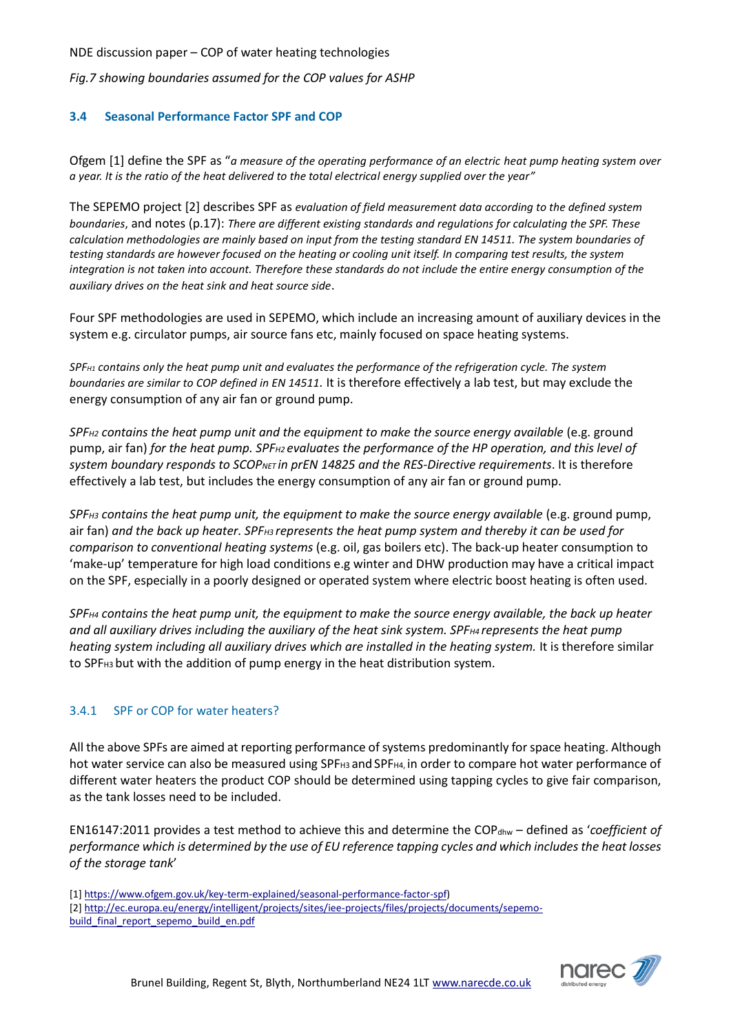*Fig.7 showing boundaries assumed for the COP values for ASHP*

### 3.4 Seasonal Performance Factor SPF and COP

Ofgem [1] define the SPF as "*a measure of the operating performance of an electric heat pump heating system over a year. It is the ratio of the heat delivered to the total electrical energy supplied over the year"*

The SEPEMO project [2] describes SPF as *evaluation of field measurement data according to the defined system boundaries*, and notes (p.17): *There are different existing standards and regulations for calculating the SPF. These calculation methodologies are mainly based on input from the testing standard EN 14511. The system boundaries of testing standards are however focused on the heating or cooling unit itself. In comparing test results, the system integration is not taken into account. Therefore these standards do not include the entire energy consumption of the auxiliary drives on the heat sink and heat source side*.

Four SPF methodologies are used in SEPEMO, which include an increasing amount of auxiliary devices in the system e.g. circulator pumps, air source fans etc, mainly focused on space heating systems.

*$SPF_{H1}$ contains only the heat pump unit and evaluates the performance of the refrigeration cycle. The system boundaries are similar to COP defined in EN 14511.* It is therefore effectively a lab test, but may exclude the energy consumption of any air fan or ground pump.

*$SPF_{H2}$ contains the heat pump unit and the equipment to make the source energy available* (e.g. ground pump, air fan) *for the heat pump. $SPF_{H2}$ evaluates the performance of the HP operation, and this level of system boundary responds to $SCOP_{NET}$ in prEN 14825 and the RES-Directive requirements*. It is therefore effectively a lab test, but includes the energy consumption of any air fan or ground pump.

*$SPF_{H3}$ contains the heat pump unit, the equipment to make the source energy available* (e.g. ground pump, air fan) *and the back up heater. $SPF_{H3}$ represents the heat pump system and thereby it can be used for comparison to conventional heating systems* (e.g. oil, gas boilers etc). The back-up heater consumption to 'make-up' temperature for high load conditions e.g winter and DHW production may have a critical impact on the SPF, especially in a poorly designed or operated system where electric boost heating is often used.

*$SPF_{H4}$ contains the heat pump unit, the equipment to make the source energy available, the back up heater and all auxiliary drives including the auxiliary of the heat sink system. $SPF_{H4}$ represents the heat pump heating system including all auxiliary drives which are installed in the heating system.* It is therefore similar to $SPF_{H3}$ but with the addition of pump energy in the heat distribution system.

#### 3.4.1 SPF or COP for water heaters?

All the above SPFs are aimed at reporting performance of systems predominantly for space heating. Although hot water service can also be measured using $SPF_{H3}$ and $SPF_{H4}$, in order to compare hot water performance of different water heaters the product COP should be determined using tapping cycles to give fair comparison, as the tank losses need to be included.

EN16147:2011 provides a test method to achieve this and determine the $COP_{dhw}$ – defined as '*coefficient of performance which is determined by the use of EU reference tapping cycles and which includes the heat losses of the storage tank*'

[1] https://www.ofgem.gov.uk/key-term-explained/seasonal-performance-factor-spf)
[2] http://ec.europa.eu/energy/intelligent/projects/sites/iee-projects/files/projects/documents/sepemo-build_final_report_sepemo_build_en.pdf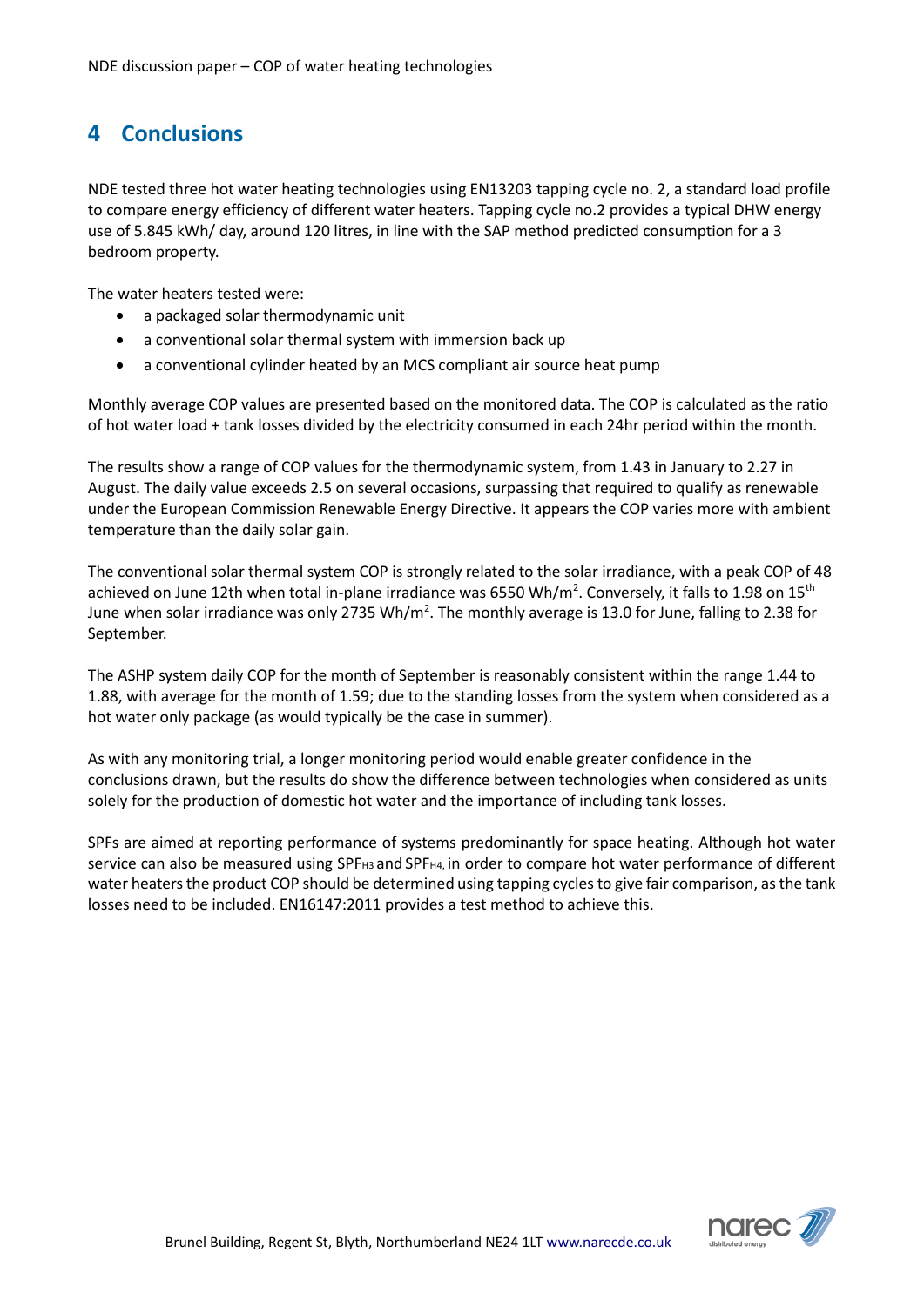# 4 Conclusions

NDE tested three hot water heating technologies using EN13203 tapping cycle no. 2, a standard load profile to compare energy efficiency of different water heaters. Tapping cycle no.2 provides a typical DHW energy use of 5.845 kWh/ day, around 120 litres, in line with the SAP method predicted consumption for a 3 bedroom property.

The water heaters tested were:

- a packaged solar thermodynamic unit
- a conventional solar thermal system with immersion back up
- a conventional cylinder heated by an MCS compliant air source heat pump

Monthly average COP values are presented based on the monitored data. The COP is calculated as the ratio of hot water load + tank losses divided by the electricity consumed in each 24hr period within the month.

The results show a range of COP values for the thermodynamic system, from 1.43 in January to 2.27 in August. The daily value exceeds 2.5 on several occasions, surpassing that required to qualify as renewable under the European Commission Renewable Energy Directive. It appears the COP varies more with ambient temperature than the daily solar gain.

The conventional solar thermal system COP is strongly related to the solar irradiance, with a peak COP of 48 achieved on June 12th when total in-plane irradiance was 6550 Wh/m$^2$. Conversely, it falls to 1.98 on 15$^{th}$ June when solar irradiance was only 2735 Wh/m$^2$. The monthly average is 13.0 for June, falling to 2.38 for September.

The ASHP system daily COP for the month of September is reasonably consistent within the range 1.44 to 1.88, with average for the month of 1.59; due to the standing losses from the system when considered as a hot water only package (as would typically be the case in summer).

As with any monitoring trial, a longer monitoring period would enable greater confidence in the conclusions drawn, but the results do show the difference between technologies when considered as units solely for the production of domestic hot water and the importance of including tank losses.

SPFs are aimed at reporting performance of systems predominantly for space heating. Although hot water service can also be measured using $SPF_{H3}$ and $SPF_{H4}$, in order to compare hot water performance of different water heaters the product COP should be determined using tapping cycles to give fair comparison, as the tank losses need to be included. EN16147:2011 provides a test method to achieve this.